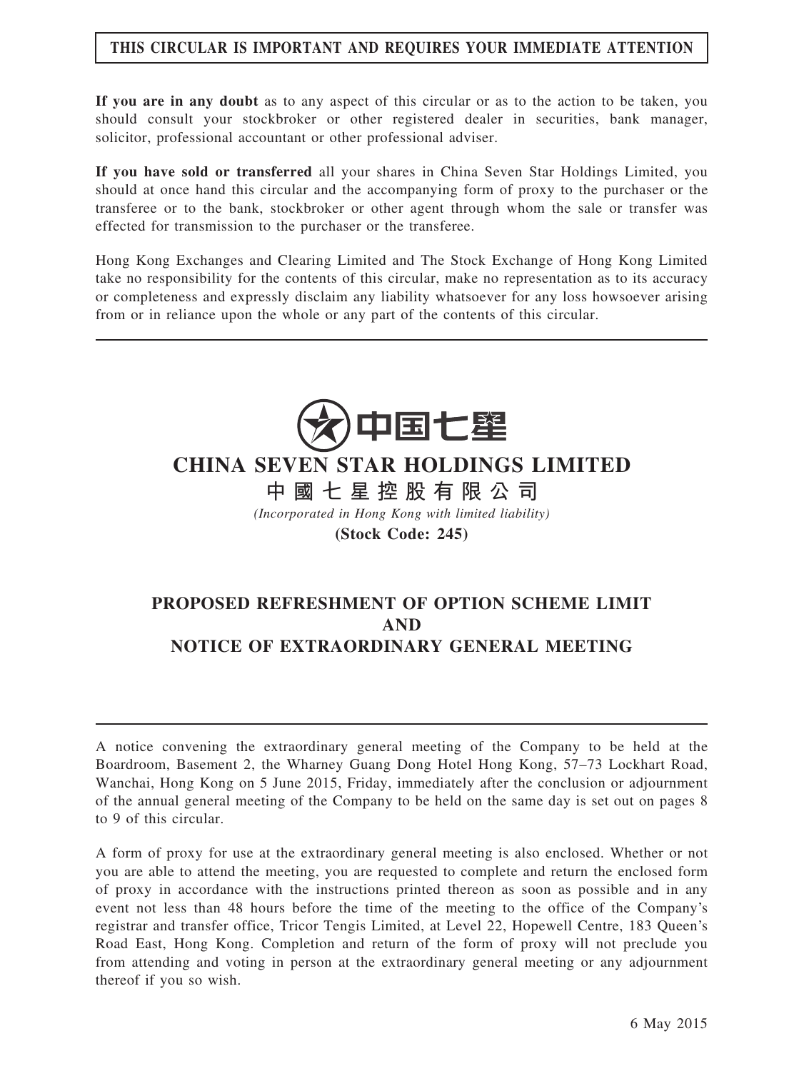**THIS CIRCULAR IS IMPORTANT AND REQUIRES YOUR IMMEDIATE ATTENTION**

**If you are in any doubt** as to any aspect of this circular or as to the action to be taken, you should consult your stockbroker or other registered dealer in securities, bank manager, solicitor, professional accountant or other professional adviser.

**If you have sold or transferred** all your shares in China Seven Star Holdings Limited, you should at once hand this circular and the accompanying form of proxy to the purchaser or the transferee or to the bank, stockbroker or other agent through whom the sale or transfer was effected for transmission to the purchaser or the transferee.

Hong Kong Exchanges and Clearing Limited and The Stock Exchange of Hong Kong Limited take no responsibility for the contents of this circular, make no representation as to its accuracy or completeness and expressly disclaim any liability whatsoever for any loss howsoever arising from or in reliance upon the whole or any part of the contents of this circular.

中国七星

# CHINA SEVEN STAR HOLDINGS LIMITED

# 中 國 七 星 控 股 有 限 公 司

*(Incorporated in Hong Kong with limited liability)*

**(Stock Code: 245)**

## PROPOSED REFRESHMENT OF OPTION SCHEME LIMIT AND NOTICE OF EXTRAORDINARY GENERAL MEETING

A notice convening the extraordinary general meeting of the Company to be held at the Boardroom, Basement 2, the Wharney Guang Dong Hotel Hong Kong, 57–73 Lockhart Road, Wanchai, Hong Kong on 5 June 2015, Friday, immediately after the conclusion or adjournment of the annual general meeting of the Company to be held on the same day is set out on pages 8 to 9 of this circular.

A form of proxy for use at the extraordinary general meeting is also enclosed. Whether or not you are able to attend the meeting, you are requested to complete and return the enclosed form of proxy in accordance with the instructions printed thereon as soon as possible and in any event not less than 48 hours before the time of the meeting to the office of the Company's registrar and transfer office, Tricor Tengis Limited, at Level 22, Hopewell Centre, 183 Queen's Road East, Hong Kong. Completion and return of the form of proxy will not preclude you from attending and voting in person at the extraordinary general meeting or any adjournment thereof if you so wish.

6 May 2015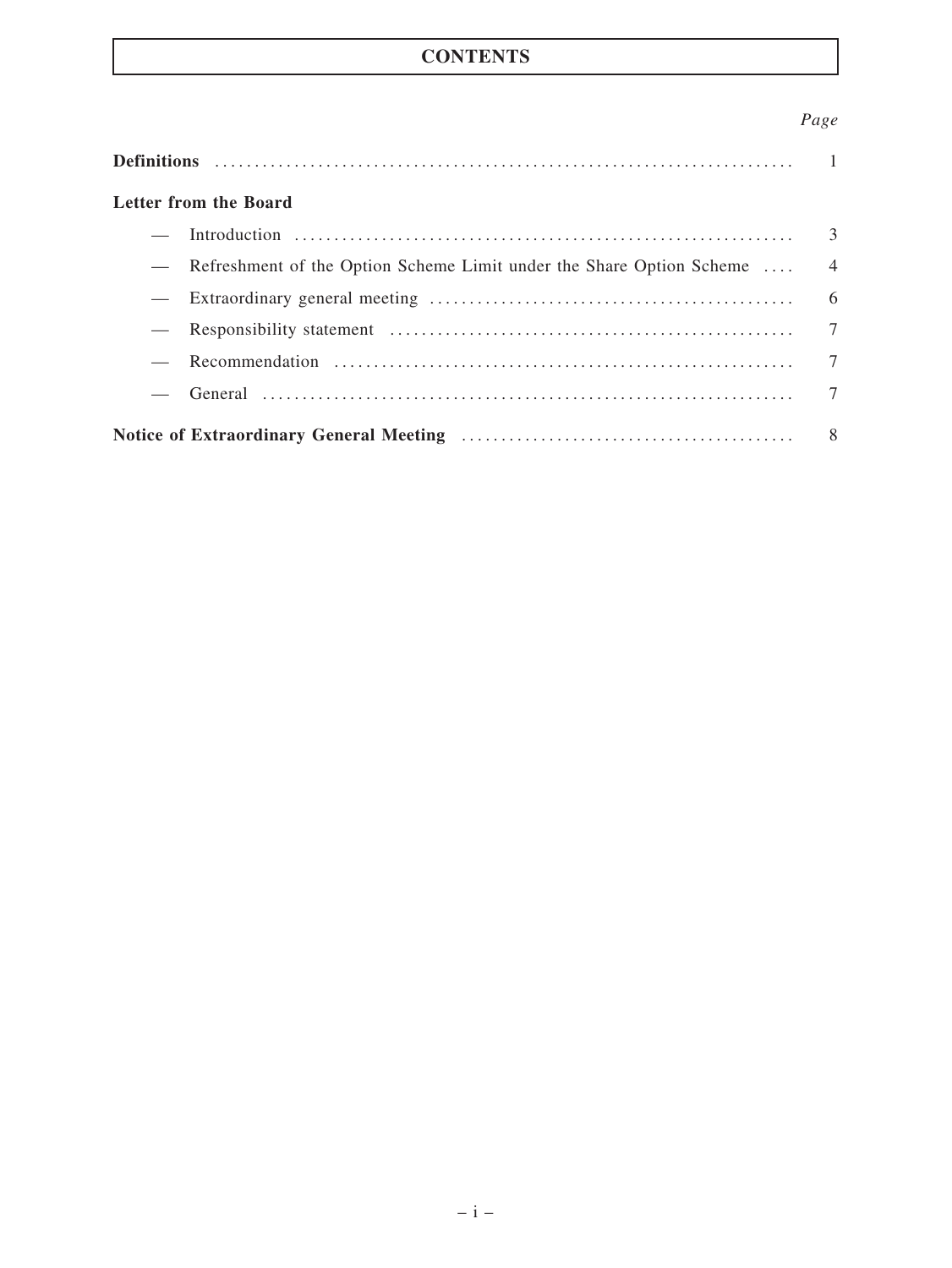# CONTENTS

| | Page |
|---|---|
| **Definitions** | 1 |
| **Letter from the Board** | |
| — Introduction | 3 |
| — Refreshment of the Option Scheme Limit under the Share Option Scheme | 4 |
| — Extraordinary general meeting | 6 |
| — Responsibility statement | 7 |
| — Recommendation | 7 |
| — General | 7 |
| **Notice of Extraordinary General Meeting** | 8 |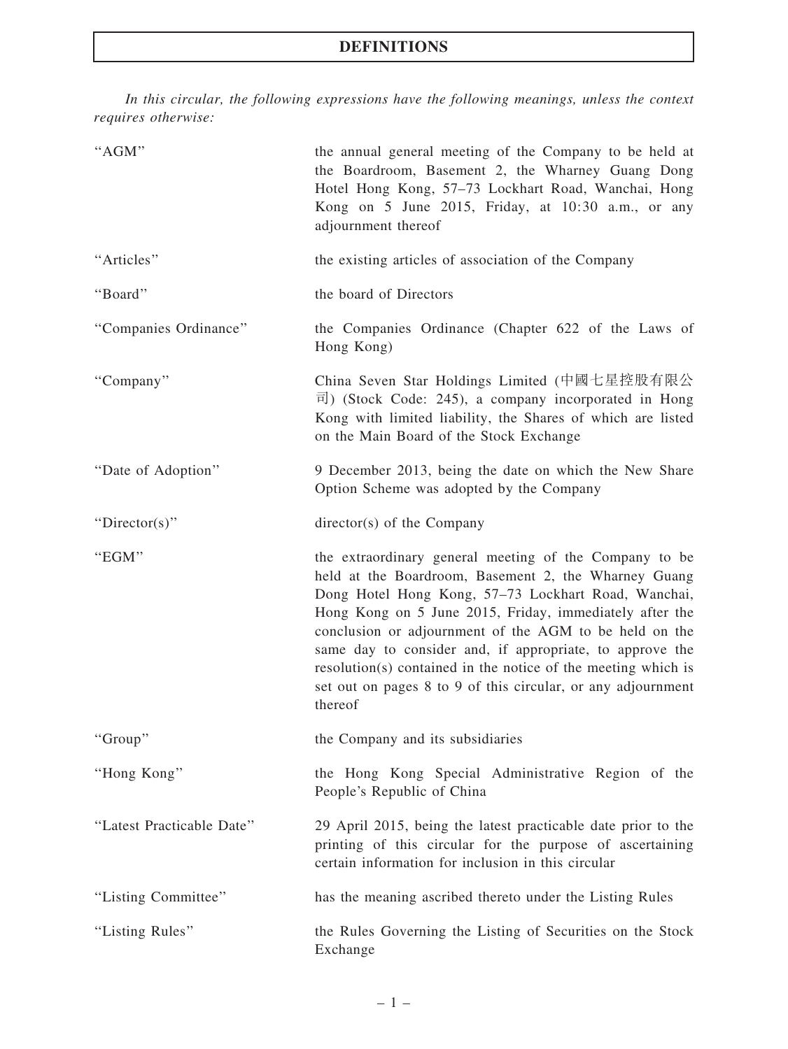# DEFINITIONS

*In this circular, the following expressions have the following meanings, unless the context requires otherwise:*

| | |
|---|---|
| "AGM" | the annual general meeting of the Company to be held at the Boardroom, Basement 2, the Wharney Guang Dong Hotel Hong Kong, 57–73 Lockhart Road, Wanchai, Hong Kong on 5 June 2015, Friday, at 10:30 a.m., or any adjournment thereof |
| "Articles" | the existing articles of association of the Company |
| "Board" | the board of Directors |
| "Companies Ordinance" | the Companies Ordinance (Chapter 622 of the Laws of Hong Kong) |
| "Company" | China Seven Star Holdings Limited (中國七星控股有限公司) (Stock Code: 245), a company incorporated in Hong Kong with limited liability, the Shares of which are listed on the Main Board of the Stock Exchange |
| "Date of Adoption" | 9 December 2013, being the date on which the New Share Option Scheme was adopted by the Company |
| "Director(s)" | director(s) of the Company |
| "EGM" | the extraordinary general meeting of the Company to be held at the Boardroom, Basement 2, the Wharney Guang Dong Hotel Hong Kong, 57–73 Lockhart Road, Wanchai, Hong Kong on 5 June 2015, Friday, immediately after the conclusion or adjournment of the AGM to be held on the same day to consider and, if appropriate, to approve the resolution(s) contained in the notice of the meeting which is set out on pages 8 to 9 of this circular, or any adjournment thereof |
| "Group" | the Company and its subsidiaries |
| "Hong Kong" | the Hong Kong Special Administrative Region of the People's Republic of China |
| "Latest Practicable Date" | 29 April 2015, being the latest practicable date prior to the printing of this circular for the purpose of ascertaining certain information for inclusion in this circular |
| "Listing Committee" | has the meaning ascribed thereto under the Listing Rules |
| "Listing Rules" | the Rules Governing the Listing of Securities on the Stock Exchange |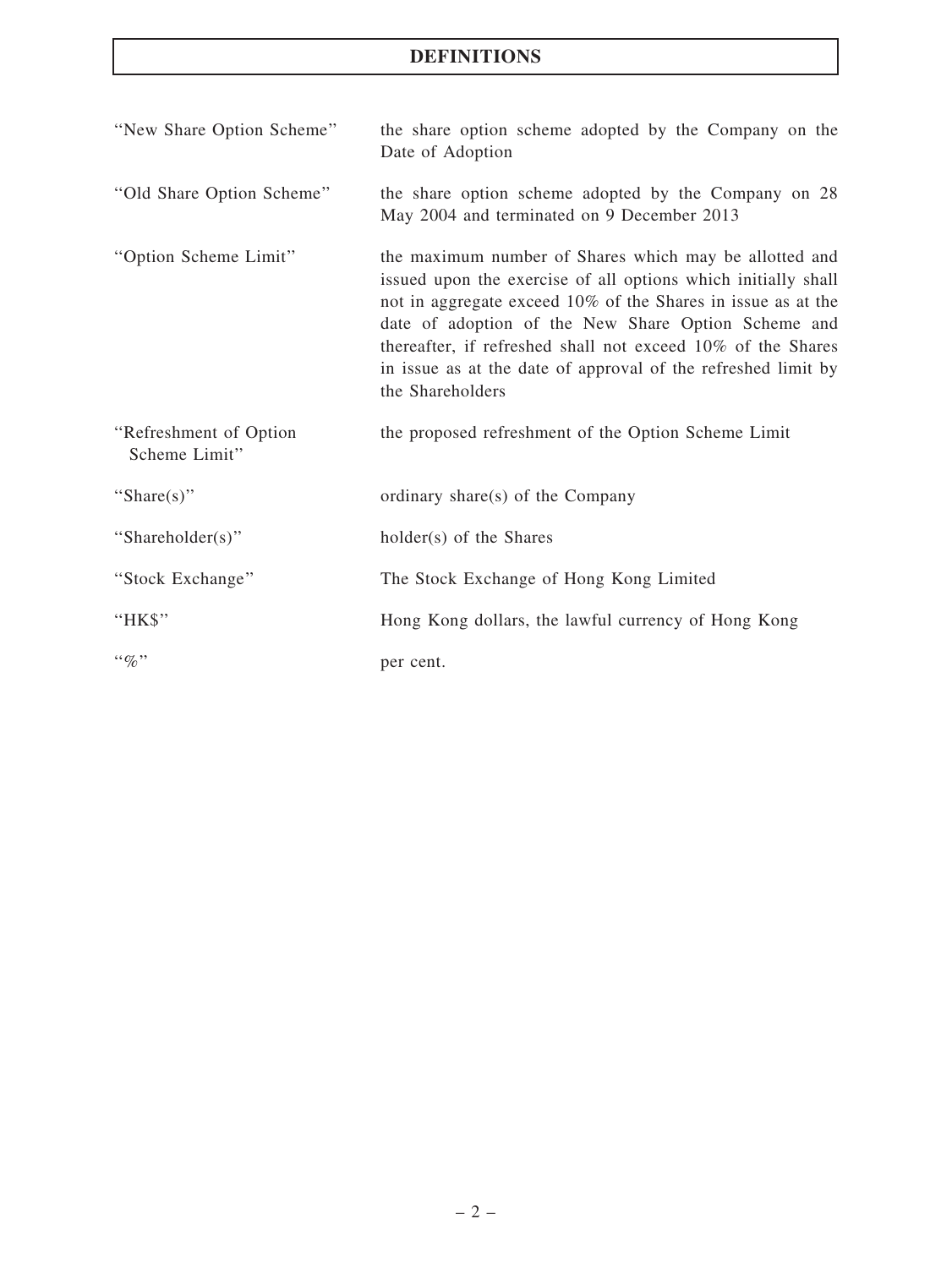# DEFINITIONS

| | |
|---|---|
| "New Share Option Scheme" | the share option scheme adopted by the Company on the Date of Adoption |
| "Old Share Option Scheme" | the share option scheme adopted by the Company on 28 May 2004 and terminated on 9 December 2013 |
| "Option Scheme Limit" | the maximum number of Shares which may be allotted and issued upon the exercise of all options which initially shall not in aggregate exceed 10% of the Shares in issue as at the date of adoption of the New Share Option Scheme and thereafter, if refreshed shall not exceed 10% of the Shares in issue as at the date of approval of the refreshed limit by the Shareholders |
| "Refreshment of Option Scheme Limit" | the proposed refreshment of the Option Scheme Limit |
| "Share(s)" | ordinary share(s) of the Company |
| "Shareholder(s)" | holder(s) of the Shares |
| "Stock Exchange" | The Stock Exchange of Hong Kong Limited |
| "HK$" | Hong Kong dollars, the lawful currency of Hong Kong |
| "%" | per cent. |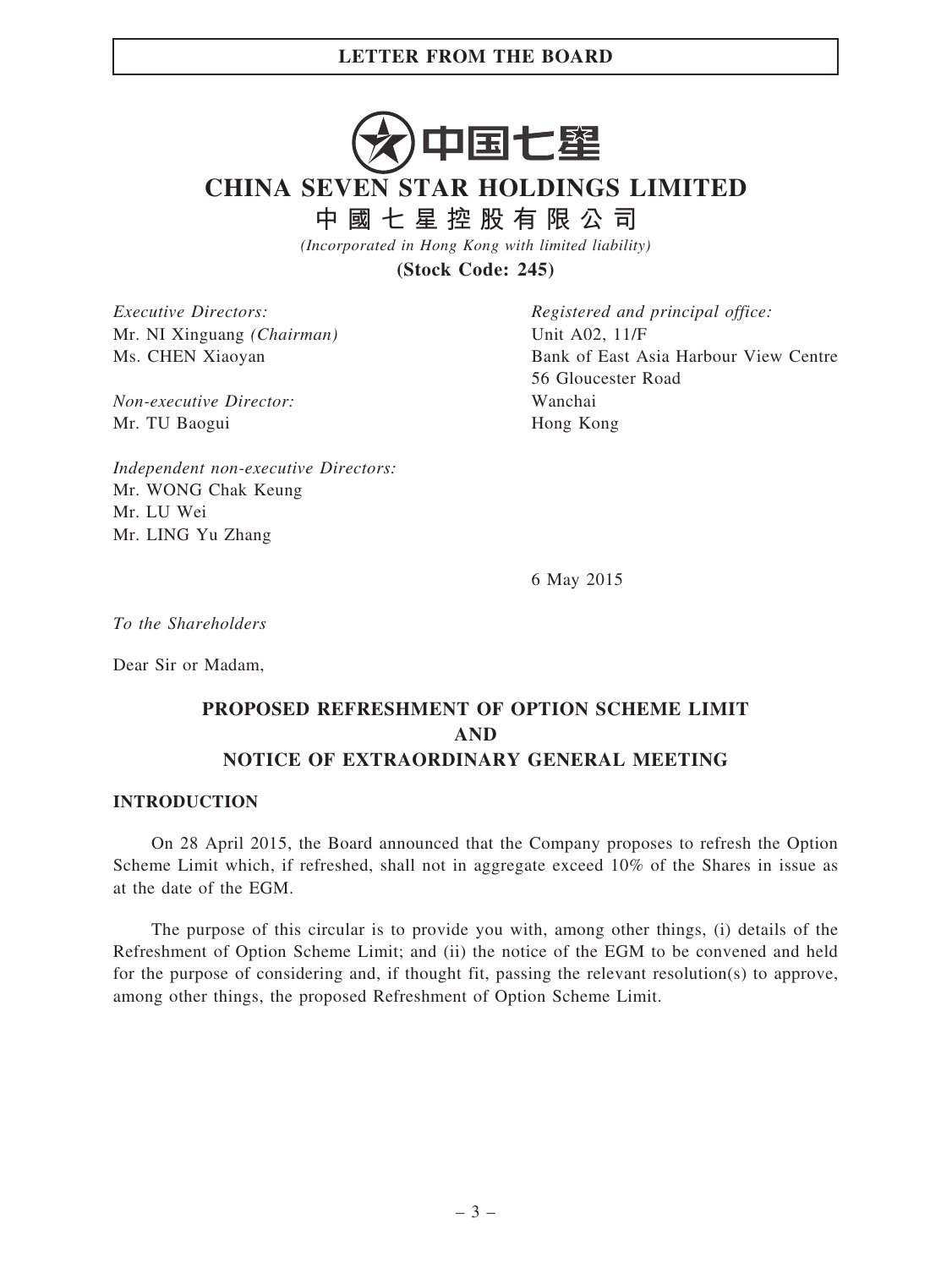# CHINA SEVEN STAR HOLDINGS LIMITED

## 中國七星控股有限公司

*(Incorporated in Hong Kong with limited liability)*

**(Stock Code: 245)**

*Executive Directors:*
Mr. NI Xinguang *(Chairman)*
Ms. CHEN Xiaoyan

*Non-executive Director:*
Mr. TU Baogui

*Independent non-executive Directors:*
Mr. WONG Chak Keung
Mr. LU Wei
Mr. LING Yu Zhang

*Registered and principal office:*
Unit A02, 11/F
Bank of East Asia Harbour View Centre
56 Gloucester Road
Wanchai
Hong Kong

6 May 2015

*To the Shareholders*

Dear Sir or Madam,

**PROPOSED REFRESHMENT OF OPTION SCHEME LIMIT
AND
NOTICE OF EXTRAORDINARY GENERAL MEETING**

**INTRODUCTION**

On 28 April 2015, the Board announced that the Company proposes to refresh the Option Scheme Limit which, if refreshed, shall not in aggregate exceed 10% of the Shares in issue as at the date of the EGM.

The purpose of this circular is to provide you with, among other things, (i) details of the Refreshment of Option Scheme Limit; and (ii) the notice of the EGM to be convened and held for the purpose of considering and, if thought fit, passing the relevant resolution(s) to approve, among other things, the proposed Refreshment of Option Scheme Limit.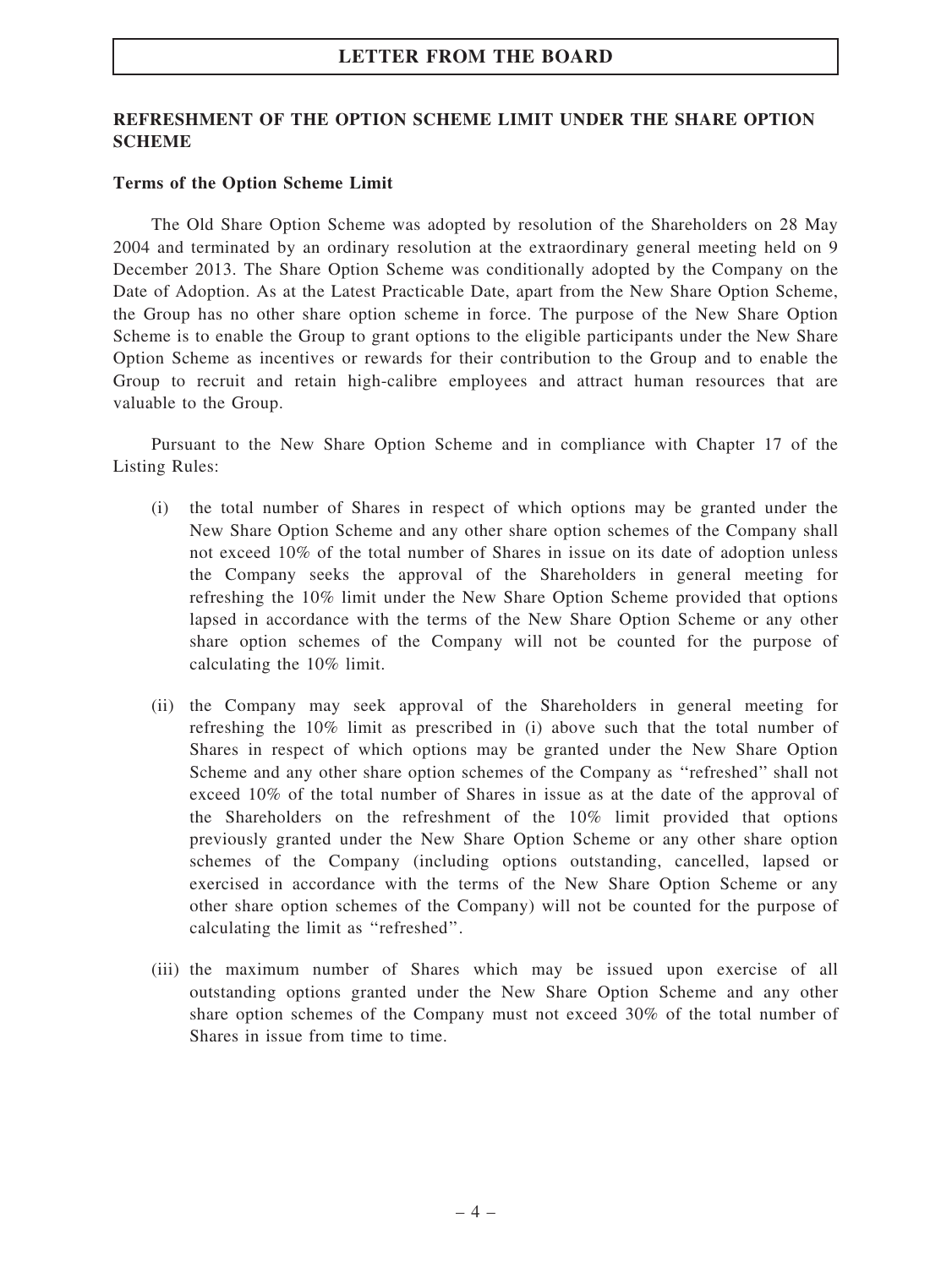## REFRESHMENT OF THE OPTION SCHEME LIMIT UNDER THE SHARE OPTION SCHEME

### Terms of the Option Scheme Limit

The Old Share Option Scheme was adopted by resolution of the Shareholders on 28 May 2004 and terminated by an ordinary resolution at the extraordinary general meeting held on 9 December 2013. The Share Option Scheme was conditionally adopted by the Company on the Date of Adoption. As at the Latest Practicable Date, apart from the New Share Option Scheme, the Group has no other share option scheme in force. The purpose of the New Share Option Scheme is to enable the Group to grant options to the eligible participants under the New Share Option Scheme as incentives or rewards for their contribution to the Group and to enable the Group to recruit and retain high-calibre employees and attract human resources that are valuable to the Group.

Pursuant to the New Share Option Scheme and in compliance with Chapter 17 of the Listing Rules:

(i) the total number of Shares in respect of which options may be granted under the New Share Option Scheme and any other share option schemes of the Company shall not exceed 10% of the total number of Shares in issue on its date of adoption unless the Company seeks the approval of the Shareholders in general meeting for refreshing the 10% limit under the New Share Option Scheme provided that options lapsed in accordance with the terms of the New Share Option Scheme or any other share option schemes of the Company will not be counted for the purpose of calculating the 10% limit.

(ii) the Company may seek approval of the Shareholders in general meeting for refreshing the 10% limit as prescribed in (i) above such that the total number of Shares in respect of which options may be granted under the New Share Option Scheme and any other share option schemes of the Company as "refreshed" shall not exceed 10% of the total number of Shares in issue as at the date of the approval of the Shareholders on the refreshment of the 10% limit provided that options previously granted under the New Share Option Scheme or any other share option schemes of the Company (including options outstanding, cancelled, lapsed or exercised in accordance with the terms of the New Share Option Scheme or any other share option schemes of the Company) will not be counted for the purpose of calculating the limit as "refreshed".

(iii) the maximum number of Shares which may be issued upon exercise of all outstanding options granted under the New Share Option Scheme and any other share option schemes of the Company must not exceed 30% of the total number of Shares in issue from time to time.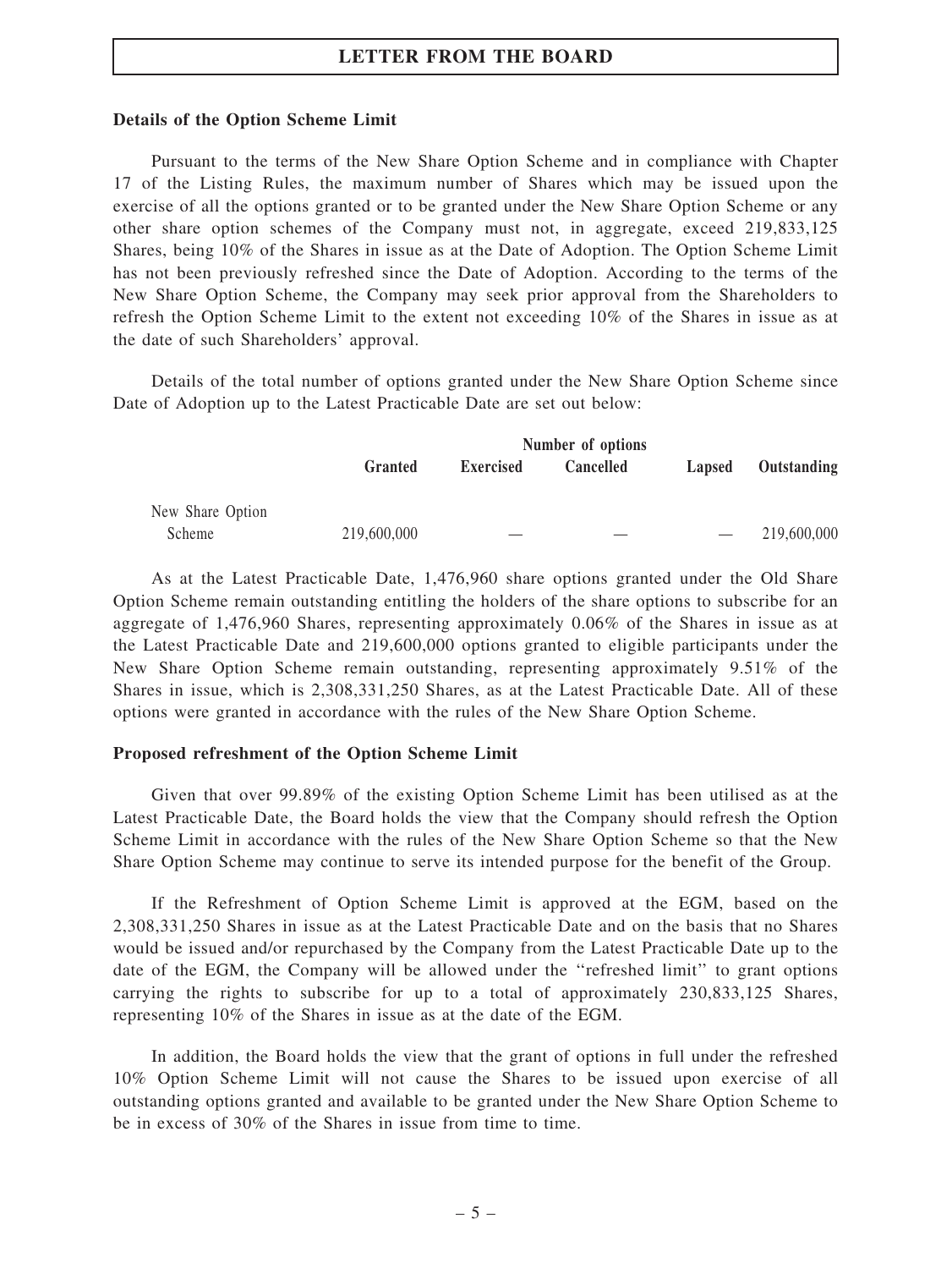### Details of the Option Scheme Limit

Pursuant to the terms of the New Share Option Scheme and in compliance with Chapter 17 of the Listing Rules, the maximum number of Shares which may be issued upon the exercise of all the options granted or to be granted under the New Share Option Scheme or any other share option schemes of the Company must not, in aggregate, exceed 219,833,125 Shares, being 10% of the Shares in issue as at the Date of Adoption. The Option Scheme Limit has not been previously refreshed since the Date of Adoption. According to the terms of the New Share Option Scheme, the Company may seek prior approval from the Shareholders to refresh the Option Scheme Limit to the extent not exceeding 10% of the Shares in issue as at the date of such Shareholders' approval.

Details of the total number of options granted under the New Share Option Scheme since Date of Adoption up to the Latest Practicable Date are set out below:

| | Number of options | | | | |
|---|---|---|---|---|---|
| | **Granted** | **Exercised** | **Cancelled** | **Lapsed** | **Outstanding** |
| New Share Option Scheme | 219,600,000 | — | — | — | 219,600,000 |

As at the Latest Practicable Date, 1,476,960 share options granted under the Old Share Option Scheme remain outstanding entitling the holders of the share options to subscribe for an aggregate of 1,476,960 Shares, representing approximately 0.06% of the Shares in issue as at the Latest Practicable Date and 219,600,000 options granted to eligible participants under the New Share Option Scheme remain outstanding, representing approximately 9.51% of the Shares in issue, which is 2,308,331,250 Shares, as at the Latest Practicable Date. All of these options were granted in accordance with the rules of the New Share Option Scheme.

### Proposed refreshment of the Option Scheme Limit

Given that over 99.89% of the existing Option Scheme Limit has been utilised as at the Latest Practicable Date, the Board holds the view that the Company should refresh the Option Scheme Limit in accordance with the rules of the New Share Option Scheme so that the New Share Option Scheme may continue to serve its intended purpose for the benefit of the Group.

If the Refreshment of Option Scheme Limit is approved at the EGM, based on the 2,308,331,250 Shares in issue as at the Latest Practicable Date and on the basis that no Shares would be issued and/or repurchased by the Company from the Latest Practicable Date up to the date of the EGM, the Company will be allowed under the "refreshed limit" to grant options carrying the rights to subscribe for up to a total of approximately 230,833,125 Shares, representing 10% of the Shares in issue as at the date of the EGM.

In addition, the Board holds the view that the grant of options in full under the refreshed 10% Option Scheme Limit will not cause the Shares to be issued upon exercise of all outstanding options granted and available to be granted under the New Share Option Scheme to be in excess of 30% of the Shares in issue from time to time.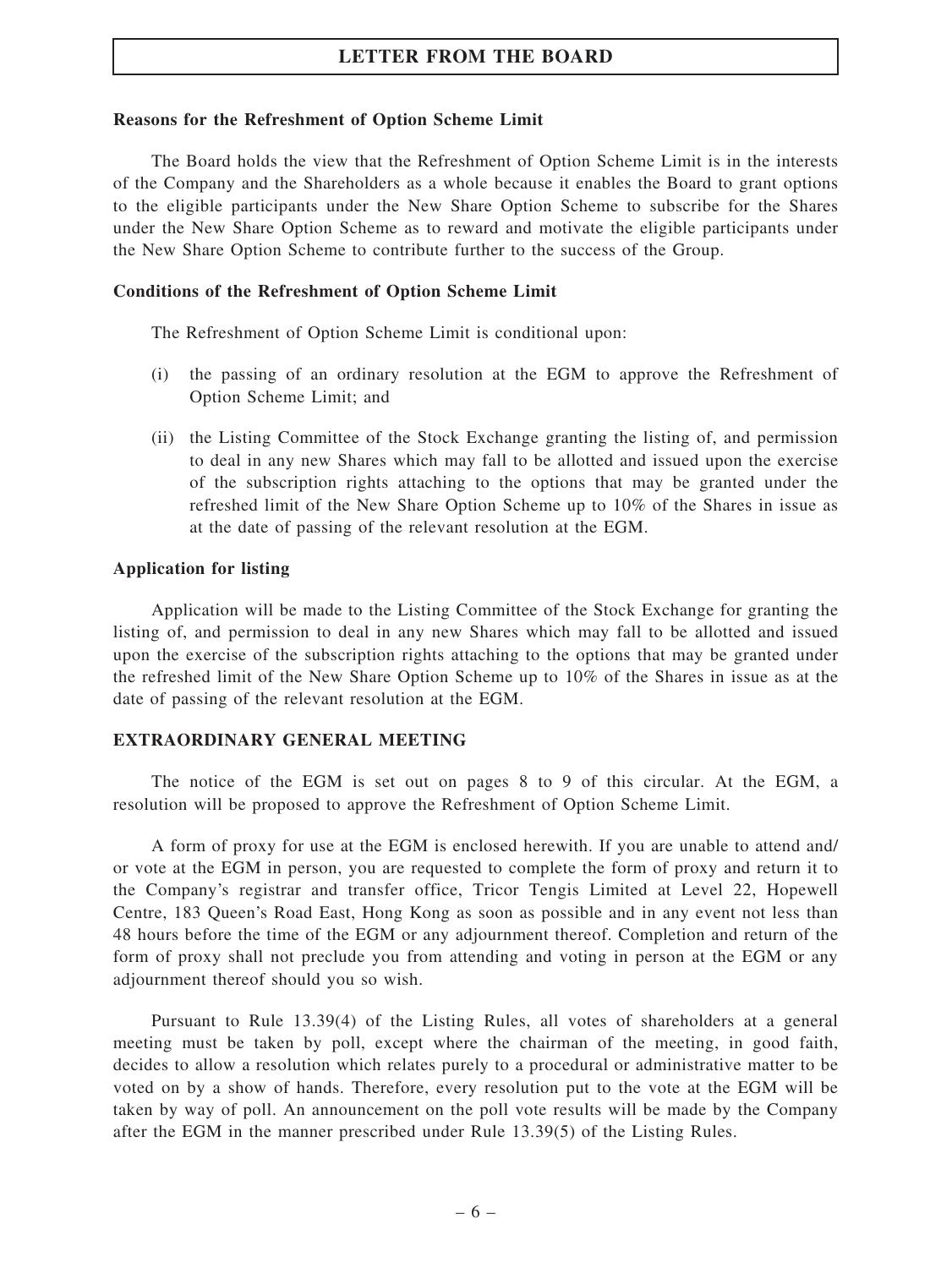**Reasons for the Refreshment of Option Scheme Limit**

The Board holds the view that the Refreshment of Option Scheme Limit is in the interests of the Company and the Shareholders as a whole because it enables the Board to grant options to the eligible participants under the New Share Option Scheme to subscribe for the Shares under the New Share Option Scheme as to reward and motivate the eligible participants under the New Share Option Scheme to contribute further to the success of the Group.

**Conditions of the Refreshment of Option Scheme Limit**

The Refreshment of Option Scheme Limit is conditional upon:

(i) the passing of an ordinary resolution at the EGM to approve the Refreshment of Option Scheme Limit; and

(ii) the Listing Committee of the Stock Exchange granting the listing of, and permission to deal in any new Shares which may fall to be allotted and issued upon the exercise of the subscription rights attaching to the options that may be granted under the refreshed limit of the New Share Option Scheme up to 10% of the Shares in issue as at the date of passing of the relevant resolution at the EGM.

**Application for listing**

Application will be made to the Listing Committee of the Stock Exchange for granting the listing of, and permission to deal in any new Shares which may fall to be allotted and issued upon the exercise of the subscription rights attaching to the options that may be granted under the refreshed limit of the New Share Option Scheme up to 10% of the Shares in issue as at the date of passing of the relevant resolution at the EGM.

**EXTRAORDINARY GENERAL MEETING**

The notice of the EGM is set out on pages 8 to 9 of this circular. At the EGM, a resolution will be proposed to approve the Refreshment of Option Scheme Limit.

A form of proxy for use at the EGM is enclosed herewith. If you are unable to attend and/ or vote at the EGM in person, you are requested to complete the form of proxy and return it to the Company's registrar and transfer office, Tricor Tengis Limited at Level 22, Hopewell Centre, 183 Queen's Road East, Hong Kong as soon as possible and in any event not less than 48 hours before the time of the EGM or any adjournment thereof. Completion and return of the form of proxy shall not preclude you from attending and voting in person at the EGM or any adjournment thereof should you so wish.

Pursuant to Rule 13.39(4) of the Listing Rules, all votes of shareholders at a general meeting must be taken by poll, except where the chairman of the meeting, in good faith, decides to allow a resolution which relates purely to a procedural or administrative matter to be voted on by a show of hands. Therefore, every resolution put to the vote at the EGM will be taken by way of poll. An announcement on the poll vote results will be made by the Company after the EGM in the manner prescribed under Rule 13.39(5) of the Listing Rules.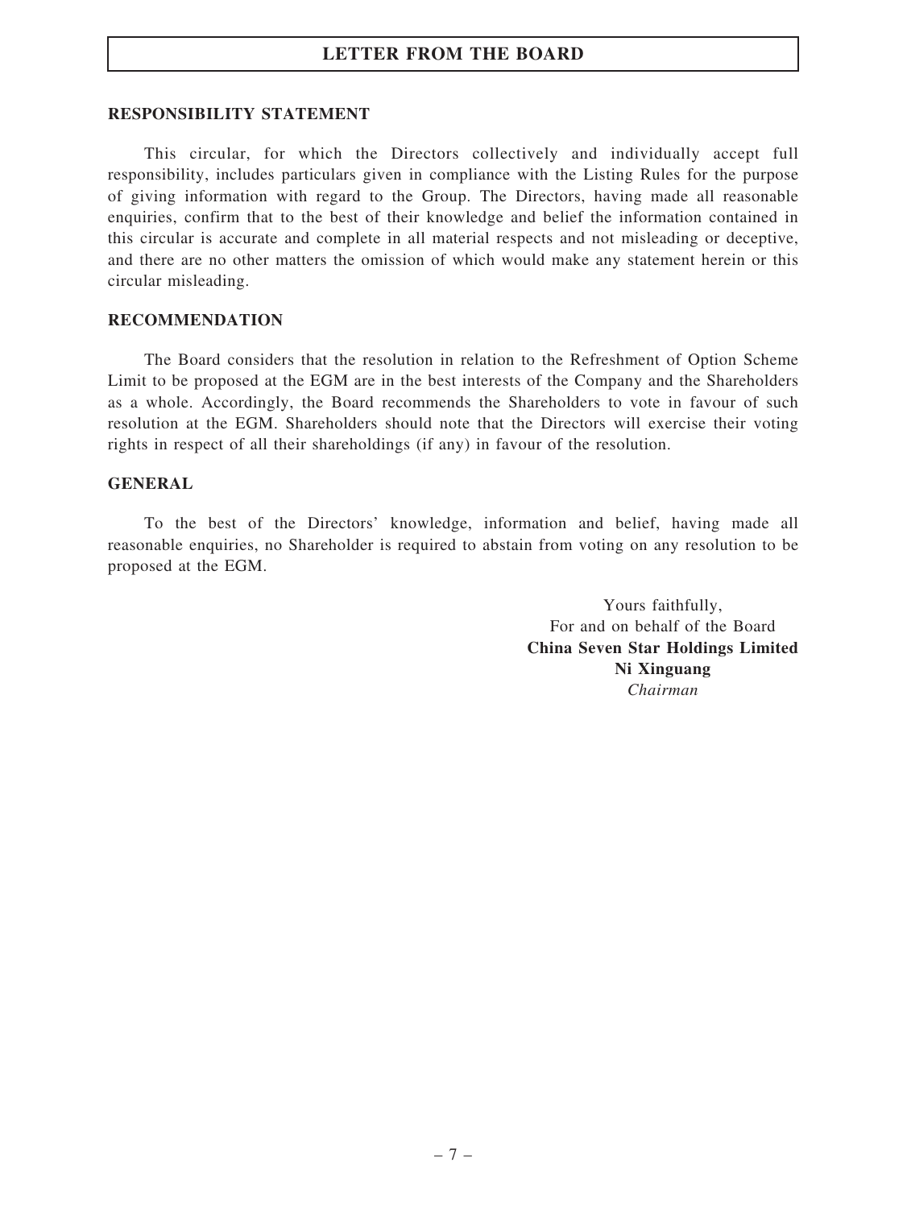# LETTER FROM THE BOARD

## RESPONSIBILITY STATEMENT

This circular, for which the Directors collectively and individually accept full responsibility, includes particulars given in compliance with the Listing Rules for the purpose of giving information with regard to the Group. The Directors, having made all reasonable enquiries, confirm that to the best of their knowledge and belief the information contained in this circular is accurate and complete in all material respects and not misleading or deceptive, and there are no other matters the omission of which would make any statement herein or this circular misleading.

## RECOMMENDATION

The Board considers that the resolution in relation to the Refreshment of Option Scheme Limit to be proposed at the EGM are in the best interests of the Company and the Shareholders as a whole. Accordingly, the Board recommends the Shareholders to vote in favour of such resolution at the EGM. Shareholders should note that the Directors will exercise their voting rights in respect of all their shareholdings (if any) in favour of the resolution.

## GENERAL

To the best of the Directors' knowledge, information and belief, having made all reasonable enquiries, no Shareholder is required to abstain from voting on any resolution to be proposed at the EGM.

Yours faithfully,
For and on behalf of the Board
**China Seven Star Holdings Limited**
**Ni Xinguang**
*Chairman*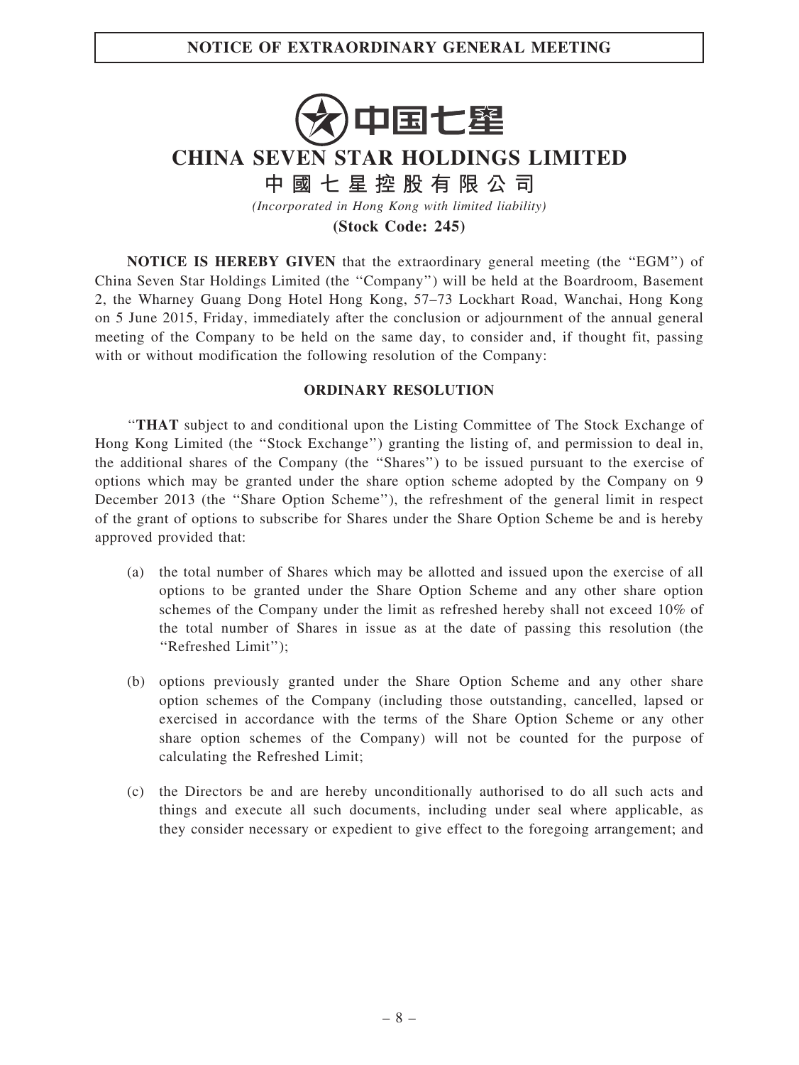## NOTICE OF EXTRAORDINARY GENERAL MEETING

中国七星

# CHINA SEVEN STAR HOLDINGS LIMITED

## 中國七星控股有限公司

*(Incorporated in Hong Kong with limited liability)*

**(Stock Code: 245)**

**NOTICE IS HEREBY GIVEN** that the extraordinary general meeting (the "EGM") of China Seven Star Holdings Limited (the "Company") will be held at the Boardroom, Basement 2, the Wharney Guang Dong Hotel Hong Kong, 57–73 Lockhart Road, Wanchai, Hong Kong on 5 June 2015, Friday, immediately after the conclusion or adjournment of the annual general meeting of the Company to be held on the same day, to consider and, if thought fit, passing with or without modification the following resolution of the Company:

### ORDINARY RESOLUTION

"**THAT** subject to and conditional upon the Listing Committee of The Stock Exchange of Hong Kong Limited (the "Stock Exchange") granting the listing of, and permission to deal in, the additional shares of the Company (the "Shares") to be issued pursuant to the exercise of options which may be granted under the share option scheme adopted by the Company on 9 December 2013 (the "Share Option Scheme"), the refreshment of the general limit in respect of the grant of options to subscribe for Shares under the Share Option Scheme be and is hereby approved provided that:

(a) the total number of Shares which may be allotted and issued upon the exercise of all options to be granted under the Share Option Scheme and any other share option schemes of the Company under the limit as refreshed hereby shall not exceed 10% of the total number of Shares in issue as at the date of passing this resolution (the "Refreshed Limit");

(b) options previously granted under the Share Option Scheme and any other share option schemes of the Company (including those outstanding, cancelled, lapsed or exercised in accordance with the terms of the Share Option Scheme or any other share option schemes of the Company) will not be counted for the purpose of calculating the Refreshed Limit;

(c) the Directors be and are hereby unconditionally authorised to do all such acts and things and execute all such documents, including under seal where applicable, as they consider necessary or expedient to give effect to the foregoing arrangement; and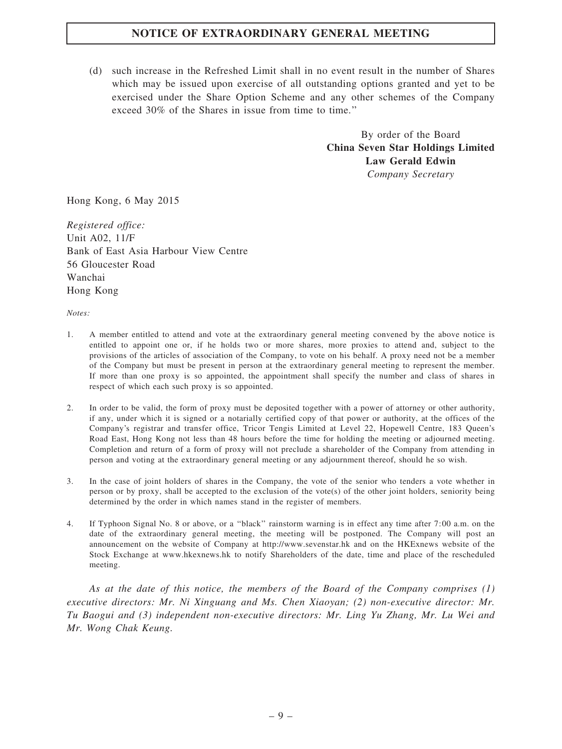(d) such increase in the Refreshed Limit shall in no event result in the number of Shares which may be issued upon exercise of all outstanding options granted and yet to be exercised under the Share Option Scheme and any other schemes of the Company exceed 30% of the Shares in issue from time to time."

By order of the Board
**China Seven Star Holdings Limited**
**Law Gerald Edwin**
*Company Secretary*

Hong Kong, 6 May 2015

*Registered office:*
Unit A02, 11/F
Bank of East Asia Harbour View Centre
56 Gloucester Road
Wanchai
Hong Kong

*Notes:*

1. A member entitled to attend and vote at the extraordinary general meeting convened by the above notice is entitled to appoint one or, if he holds two or more shares, more proxies to attend and, subject to the provisions of the articles of association of the Company, to vote on his behalf. A proxy need not be a member of the Company but must be present in person at the extraordinary general meeting to represent the member. If more than one proxy is so appointed, the appointment shall specify the number and class of shares in respect of which each such proxy is so appointed.

2. In order to be valid, the form of proxy must be deposited together with a power of attorney or other authority, if any, under which it is signed or a notarially certified copy of that power or authority, at the offices of the Company's registrar and transfer office, Tricor Tengis Limited at Level 22, Hopewell Centre, 183 Queen's Road East, Hong Kong not less than 48 hours before the time for holding the meeting or adjourned meeting. Completion and return of a form of proxy will not preclude a shareholder of the Company from attending in person and voting at the extraordinary general meeting or any adjournment thereof, should he so wish.

3. In the case of joint holders of shares in the Company, the vote of the senior who tenders a vote whether in person or by proxy, shall be accepted to the exclusion of the vote(s) of the other joint holders, seniority being determined by the order in which names stand in the register of members.

4. If Typhoon Signal No. 8 or above, or a "black" rainstorm warning is in effect any time after 7:00 a.m. on the date of the extraordinary general meeting, the meeting will be postponed. The Company will post an announcement on the website of Company at http://www.sevenstar.hk and on the HKExnews website of the Stock Exchange at www.hkexnews.hk to notify Shareholders of the date, time and place of the rescheduled meeting.

*As at the date of this notice, the members of the Board of the Company comprises (1) executive directors: Mr. Ni Xinguang and Ms. Chen Xiaoyan; (2) non-executive director: Mr. Tu Baogui and (3) independent non-executive directors: Mr. Ling Yu Zhang, Mr. Lu Wei and Mr. Wong Chak Keung.*